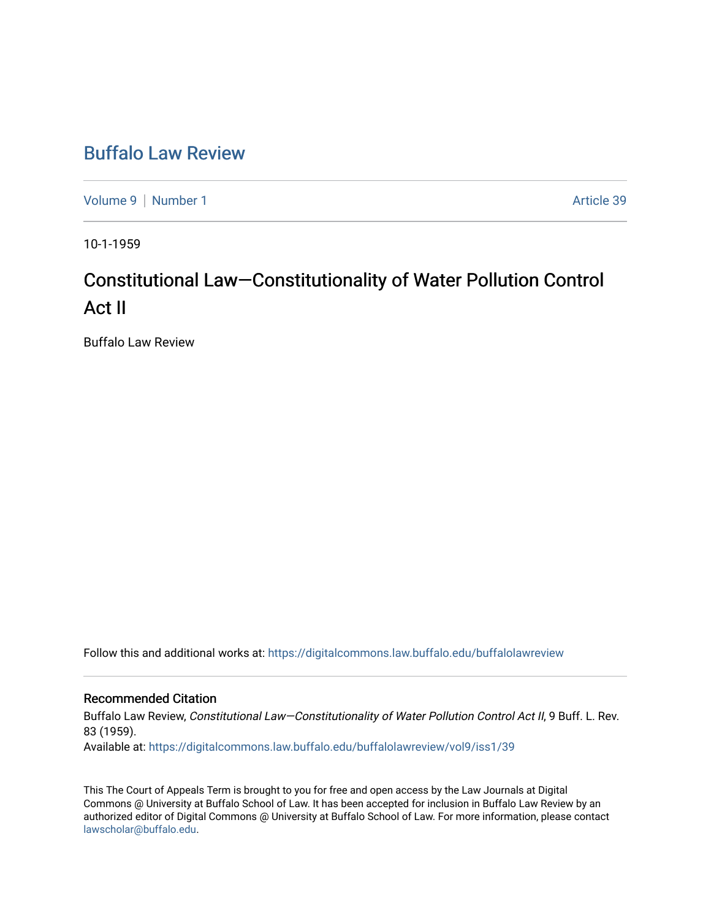# Buffalo Law Review

Volume 9 | Number 1 Article 39

10-1-1959

## Constitutional Law—Constitutionality of Water Pollution Control Act II

Buffalo Law Review

Follow this and additional works at: https://digitalcommons.law.buffalo.edu/buffalolawreview

### Recommended Citation

Buffalo Law Review, *Constitutional Law—Constitutionality of Water Pollution Control Act II*, 9 Buff. L. Rev. 83 (1959).
Available at: https://digitalcommons.law.buffalo.edu/buffalolawreview/vol9/iss1/39

This The Court of Appeals Term is brought to you for free and open access by the Law Journals at Digital Commons @ University at Buffalo School of Law. It has been accepted for inclusion in Buffalo Law Review by an authorized editor of Digital Commons @ University at Buffalo School of Law. For more information, please contact lawscholar@buffalo.edu.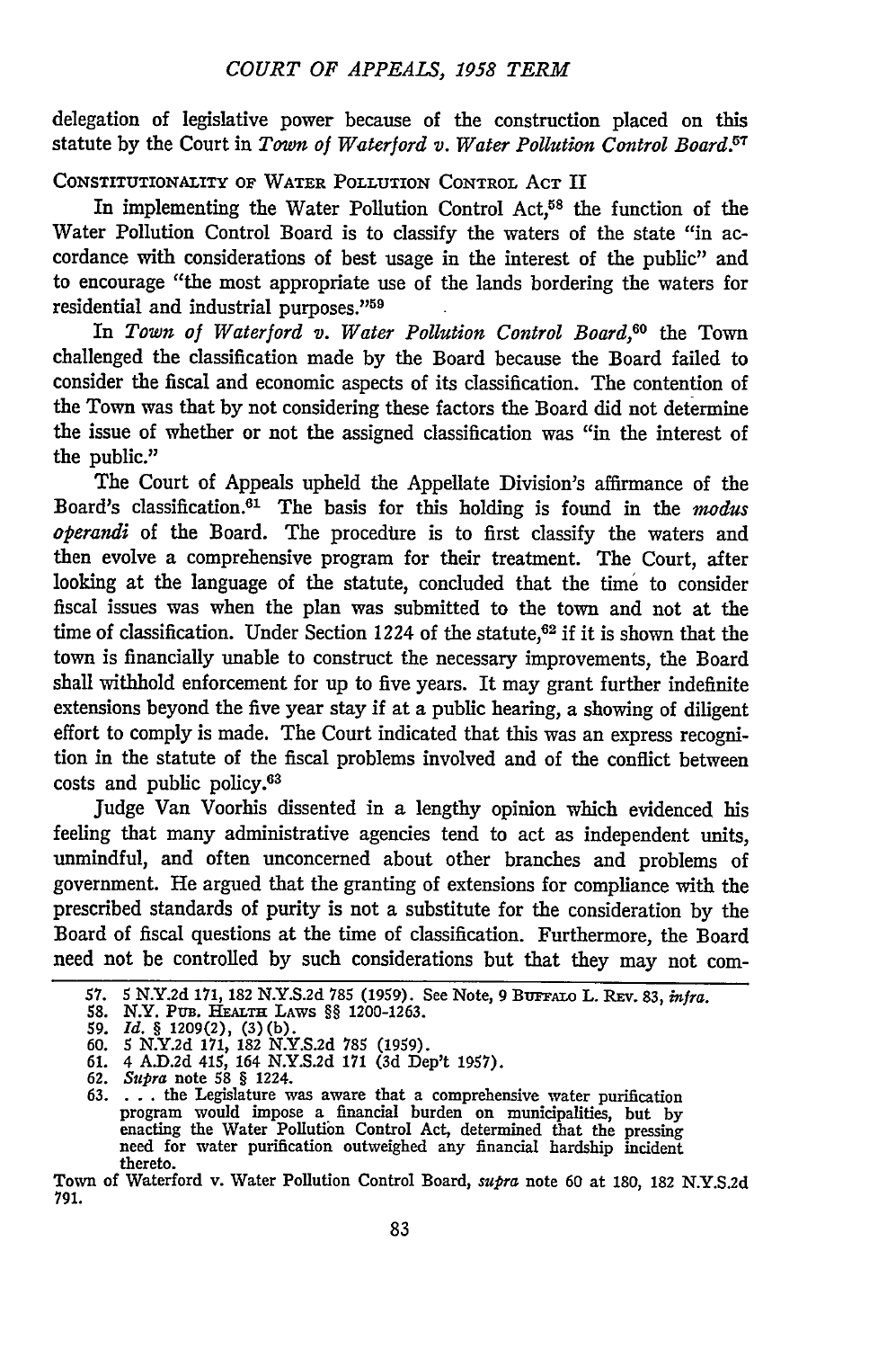delegation of legislative power because of the construction placed on this statute by the Court in *Town of Waterford v. Water Pollution Control Board.*[57]

CONSTITUTIONALITY OF WATER POLLUTION CONTROL ACT II

In implementing the Water Pollution Control Act,[58] the function of the Water Pollution Control Board is to classify the waters of the state "in accordance with considerations of best usage in the interest of the public" and to encourage "the most appropriate use of the lands bordering the waters for residential and industrial purposes."[59]

In *Town of Waterford v. Water Pollution Control Board*,[60] the Town challenged the classification made by the Board because the Board failed to consider the fiscal and economic aspects of its classification. The contention of the Town was that by not considering these factors the Board did not determine the issue of whether or not the assigned classification was "in the interest of the public."

The Court of Appeals upheld the Appellate Division's affirmance of the Board's classification.[61] The basis for this holding is found in the *modus operandi* of the Board. The procedure is to first classify the waters and then evolve a comprehensive program for their treatment. The Court, after looking at the language of the statute, concluded that the time to consider fiscal issues was when the plan was submitted to the town and not at the time of classification. Under Section 1224 of the statute,[62] if it is shown that the town is financially unable to construct the necessary improvements, the Board shall withhold enforcement for up to five years. It may grant further indefinite extensions beyond the five year stay if at a public hearing, a showing of diligent effort to comply is made. The Court indicated that this was an express recognition in the statute of the fiscal problems involved and of the conflict between costs and public policy.[63]

Judge Van Voorhis dissented in a lengthy opinion which evidenced his feeling that many administrative agencies tend to act as independent units, unmindful, and often unconcerned about other branches and problems of government. He argued that the granting of extensions for compliance with the prescribed standards of purity is not a substitute for the consideration by the Board of fiscal questions at the time of classification. Furthermore, the Board need not be controlled by such considerations but that they may not com-

---

57. 5 N.Y.2d 171, 182 N.Y.S.2d 785 (1959). See Note, 9 BUFFALO L. REV. 83, *infra.*
58. N.Y. PUB. HEALTH LAWS §§ 1200-1263.
59. *Id.* § 1209(2), (3)(b).
60. 5 N.Y.2d 171, 182 N.Y.S.2d 785 (1959).
61. 4 A.D.2d 415, 164 N.Y.S.2d 171 (3d Dep't 1957).
62. *Supra* note 58 § 1224.
63. . . . the Legislature was aware that a comprehensive water purification program would impose a financial burden on municipalities, but by enacting the Water Pollution Control Act, determined that the pressing need for water purification outweighed any financial hardship incident thereto.

Town of Waterford v. Water Pollution Control Board, *supra* note 60 at 180, 182 N.Y.S.2d 791.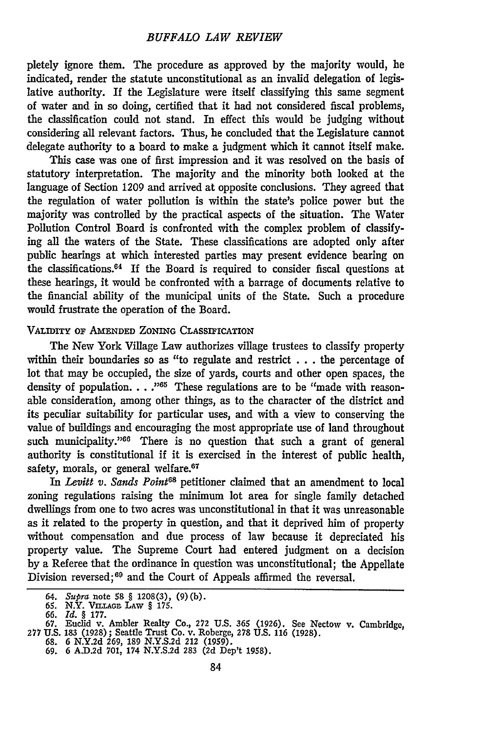pletely ignore them. The procedure as approved by the majority would, he indicated, render the statute unconstitutional as an invalid delegation of legislative authority. If the Legislature were itself classifying this same segment of water and in so doing, certified that it had not considered fiscal problems, the classification could not stand. In effect this would be judging without considering all relevant factors. Thus, he concluded that the Legislature cannot delegate authority to a board to make a judgment which it cannot itself make.

This case was one of first impression and it was resolved on the basis of statutory interpretation. The majority and the minority both looked at the language of Section 1209 and arrived at opposite conclusions. They agreed that the regulation of water pollution is within the state's police power but the majority was controlled by the practical aspects of the situation. The Water Pollution Control Board is confronted with the complex problem of classifying all the waters of the State. These classifications are adopted only after public hearings at which interested parties may present evidence bearing on the classifications.[64] If the Board is required to consider fiscal questions at these hearings, it would be confronted with a barrage of documents relative to the financial ability of the municipal units of the State. Such a procedure would frustrate the operation of the Board.

### VALIDITY OF AMENDED ZONING CLASSIFICATION

The New York Village Law authorizes village trustees to classify property within their boundaries so as "to regulate and restrict . . . the percentage of lot that may be occupied, the size of yards, courts and other open spaces, the density of population. . . ."[65] These regulations are to be "made with reasonable consideration, among other things, as to the character of the district and its peculiar suitability for particular uses, and with a view to conserving the value of buildings and encouraging the most appropriate use of land throughout such municipality."[66] There is no question that such a grant of general authority is constitutional if it is exercised in the interest of public health, safety, morals, or general welfare.[67]

In *Levitt v. Sands Point*[68] petitioner claimed that an amendment to local zoning regulations raising the minimum lot area for single family detached dwellings from one to two acres was unconstitutional in that it was unreasonable as it related to the property in question, and that it deprived him of property without compensation and due process of law because it depreciated his property value. The Supreme Court had entered judgment on a decision by a Referee that the ordinance in question was unconstitutional; the Appellate Division reversed;[69] and the Court of Appeals affirmed the reversal.

---

64. *Supra* note 58 § 1208(3), (9)(b).
65. N.Y. VILLAGE LAW § 175.
66. *Id.* § 177.
67. Euclid v. Ambler Realty Co., 272 U.S. 365 (1926). See Nectow v. Cambridge, 277 U.S. 183 (1928); Seattle Trust Co. v. Roberge, 278 U.S. 116 (1928).
68. 6 N.Y.2d 269, 189 N.Y.S.2d 212 (1959).
69. 6 A.D.2d 701, 174 N.Y.S.2d 283 (2d Dep't 1958).